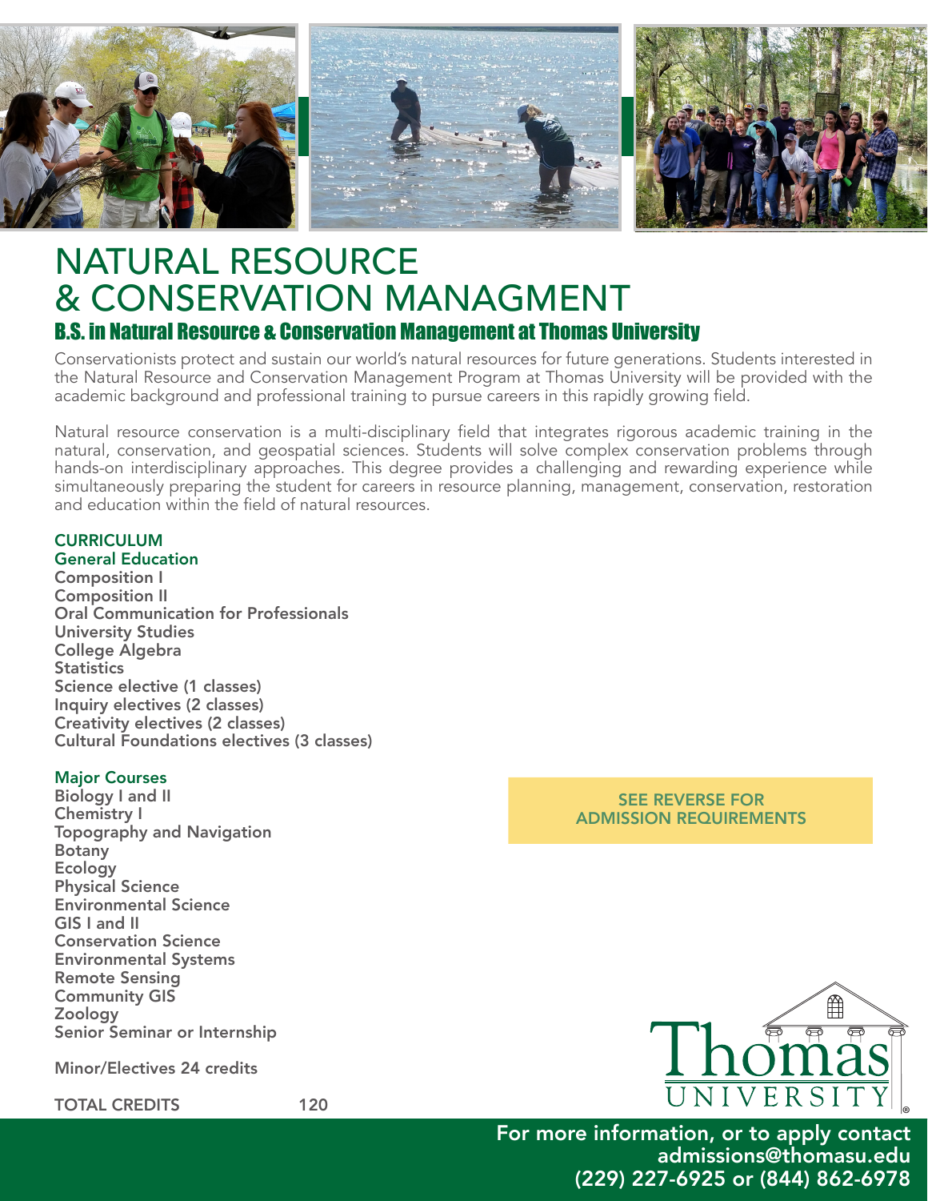# NATURAL RESOURCE & CONSERVATION MANAGMENT

## B.S. in Natural Resource & Conservation Management at Thomas University

Conservationists protect and sustain our world's natural resources for future generations. Students interested in the Natural Resource and Conservation Management Program at Thomas University will be provided with the academic background and professional training to pursue careers in this rapidly growing field.

Natural resource conservation is a multi-disciplinary field that integrates rigorous academic training in the natural, conservation, and geospatial sciences. Students will solve complex conservation problems through hands-on interdisciplinary approaches. This degree provides a challenging and rewarding experience while simultaneously preparing the student for careers in resource planning, management, conservation, restoration and education within the field of natural resources.

### CURRICULUM

#### General Education

- Composition I
- Composition II
- Oral Communication for Professionals
- University Studies
- College Algebra
- Statistics
- Science elective (1 classes)
- Inquiry electives (2 classes)
- Creativity electives (2 classes)
- Cultural Foundations electives (3 classes)

#### Major Courses

- Biology I and II
- Chemistry I
- Topography and Navigation
- Botany
- Ecology
- Physical Science
- Environmental Science
- GIS I and II
- Conservation Science
- Environmental Systems
- Remote Sensing
- Community GIS
- Zoology
- Senior Seminar or Internship

Minor/Electives 24 credits

TOTAL CREDITS 120

**SEE REVERSE FOR ADMISSION REQUIREMENTS**

Thomas University

For more information, or to apply contact
admissions@thomasu.edu
(229) 227-6925 or (844) 862-6978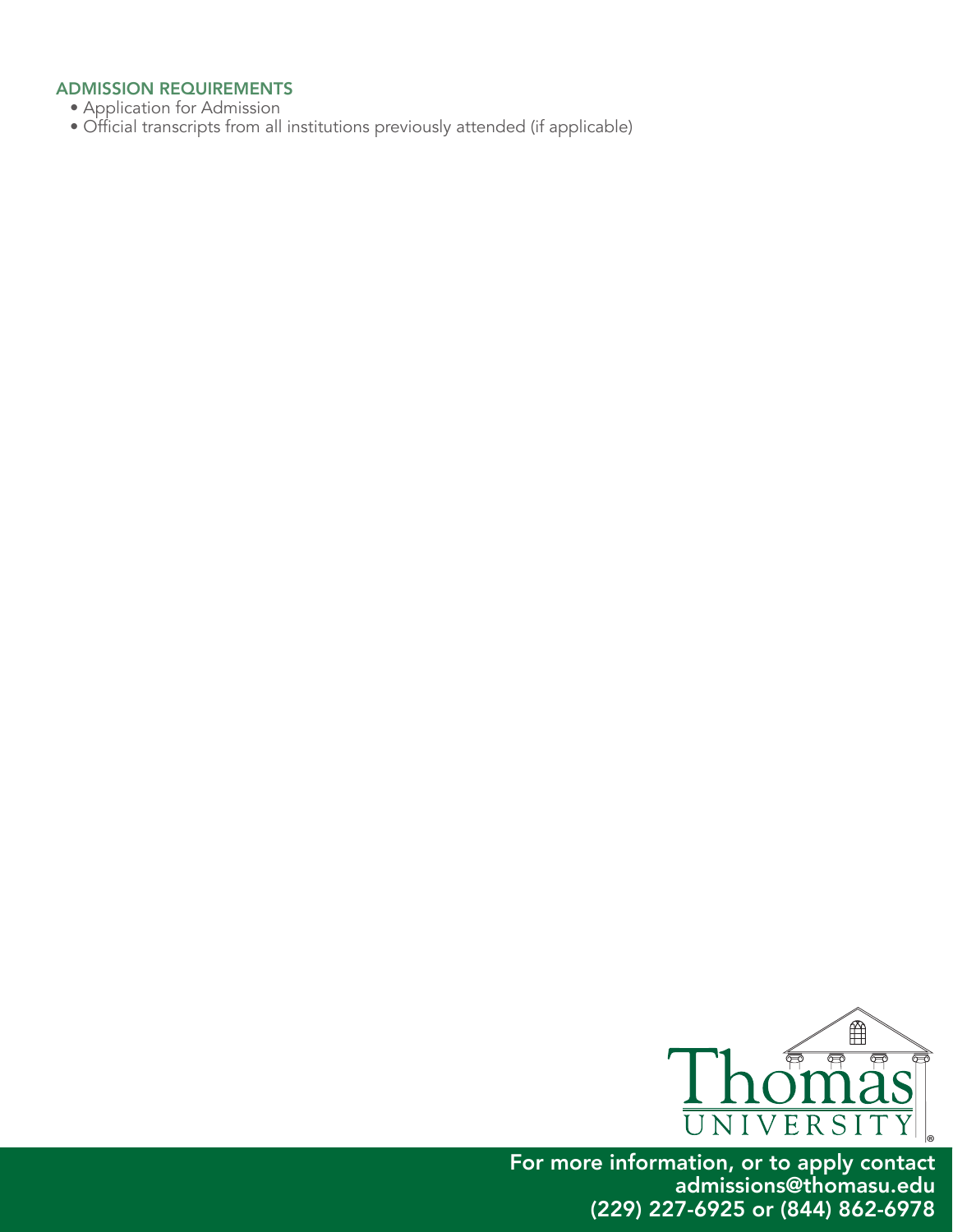## ADMISSION REQUIREMENTS

- Application for Admission
- Official transcripts from all institutions previously attended (if applicable)

For more information, or to apply contact
admissions@thomasu.edu
(229) 227-6925 or (844) 862-6978